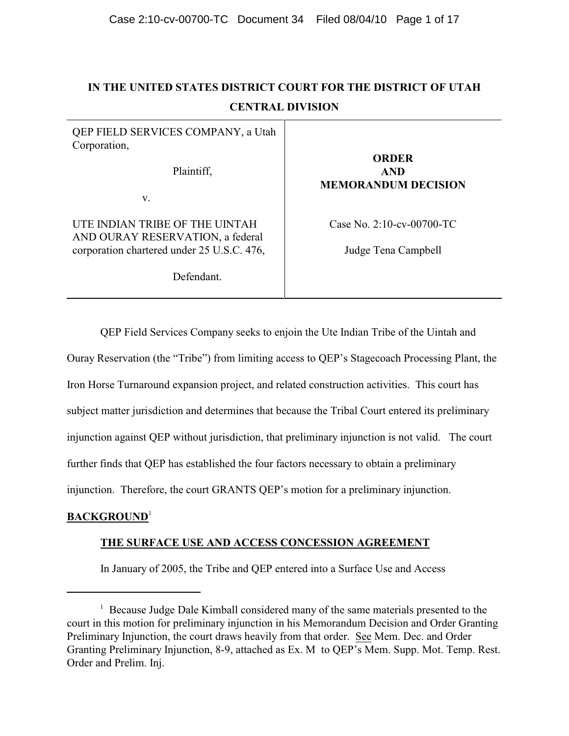# IN THE UNITED STATES DISTRICT COURT FOR THE DISTRICT OF UTAH
## CENTRAL DIVISION

| | |
|---|---|
| QEP FIELD SERVICES COMPANY, a Utah Corporation,<br><br>Plaintiff,<br><br>v.<br><br>UTE INDIAN TRIBE OF THE UINTAH AND OURAY RESERVATION, a federal corporation chartered under 25 U.S.C. 476,<br><br>Defendant. | **ORDER AND MEMORANDUM DECISION**<br><br>Case No. 2:10-cv-00700-TC<br><br>Judge Tena Campbell |

QEP Field Services Company seeks to enjoin the Ute Indian Tribe of the Uintah and Ouray Reservation (the "Tribe") from limiting access to QEP's Stagecoach Processing Plant, the Iron Horse Turnaround expansion project, and related construction activities. This court has subject matter jurisdiction and determines that because the Tribal Court entered its preliminary injunction against QEP without jurisdiction, that preliminary injunction is not valid. The court further finds that QEP has established the four factors necessary to obtain a preliminary injunction. Therefore, the court GRANTS QEP's motion for a preliminary injunction.

**BACKGROUND**[1]

**THE SURFACE USE AND ACCESS CONCESSION AGREEMENT**

In January of 2005, the Tribe and QEP entered into a Surface Use and Access

---

[1] Because Judge Dale Kimball considered many of the same materials presented to the court in this motion for preliminary injunction in his Memorandum Decision and Order Granting Preliminary Injunction, the court draws heavily from that order. See Mem. Dec. and Order Granting Preliminary Injunction, 8-9, attached as Ex. M to QEP's Mem. Supp. Mot. Temp. Rest. Order and Prelim. Inj.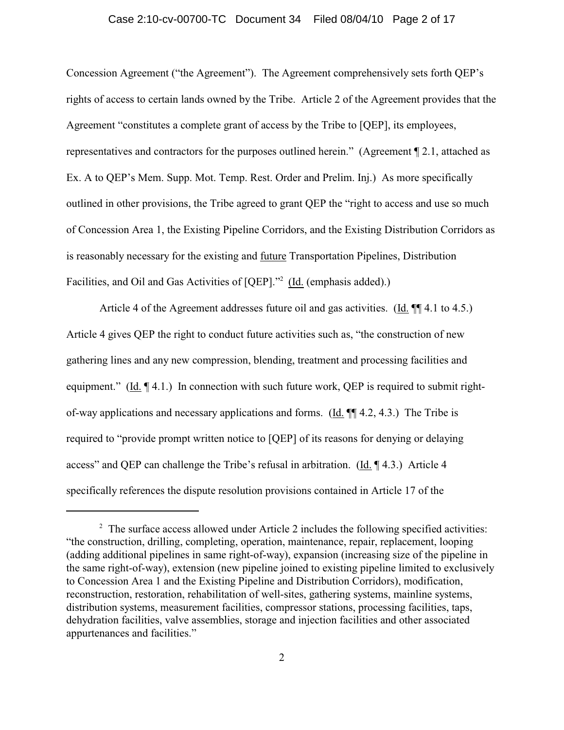Concession Agreement ("the Agreement"). The Agreement comprehensively sets forth QEP's rights of access to certain lands owned by the Tribe. Article 2 of the Agreement provides that the Agreement "constitutes a complete grant of access by the Tribe to [QEP], its employees, representatives and contractors for the purposes outlined herein." (Agreement ¶ 2.1, attached as Ex. A to QEP's Mem. Supp. Mot. Temp. Rest. Order and Prelim. Inj.) As more specifically outlined in other provisions, the Tribe agreed to grant QEP the "right to access and use so much of Concession Area 1, the Existing Pipeline Corridors, and the Existing Distribution Corridors as is reasonably necessary for the existing and <u>future</u> Transportation Pipelines, Distribution Facilities, and Oil and Gas Activities of [QEP]."[2] (<u>Id.</u> (emphasis added).)

Article 4 of the Agreement addresses future oil and gas activities. (<u>Id.</u> ¶¶ 4.1 to 4.5.) Article 4 gives QEP the right to conduct future activities such as, "the construction of new gathering lines and any new compression, blending, treatment and processing facilities and equipment." (<u>Id.</u> ¶ 4.1.) In connection with such future work, QEP is required to submit right-of-way applications and necessary applications and forms. (<u>Id.</u> ¶¶ 4.2, 4.3.) The Tribe is required to "provide prompt written notice to [QEP] of its reasons for denying or delaying access" and QEP can challenge the Tribe's refusal in arbitration. (<u>Id.</u> ¶ 4.3.) Article 4 specifically references the dispute resolution provisions contained in Article 17 of the

---

[2] The surface access allowed under Article 2 includes the following specified activities: "the construction, drilling, completing, operation, maintenance, repair, replacement, looping (adding additional pipelines in same right-of-way), expansion (increasing size of the pipeline in the same right-of-way), extension (new pipeline joined to existing pipeline limited to exclusively to Concession Area 1 and the Existing Pipeline and Distribution Corridors), modification, reconstruction, restoration, rehabilitation of well-sites, gathering systems, mainline systems, distribution systems, measurement facilities, compressor stations, processing facilities, taps, dehydration facilities, valve assemblies, storage and injection facilities and other associated appurtenances and facilities."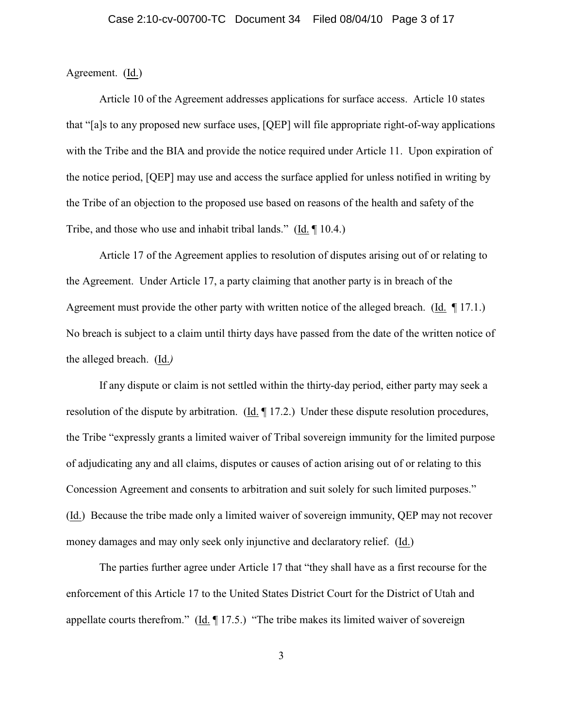Agreement. (Id.)

Article 10 of the Agreement addresses applications for surface access. Article 10 states that "[a]s to any proposed new surface uses, [QEP] will file appropriate right-of-way applications with the Tribe and the BIA and provide the notice required under Article 11. Upon expiration of the notice period, [QEP] may use and access the surface applied for unless notified in writing by the Tribe of an objection to the proposed use based on reasons of the health and safety of the Tribe, and those who use and inhabit tribal lands." (Id. ¶ 10.4.)

Article 17 of the Agreement applies to resolution of disputes arising out of or relating to the Agreement. Under Article 17, a party claiming that another party is in breach of the Agreement must provide the other party with written notice of the alleged breach. (Id. ¶ 17.1.) No breach is subject to a claim until thirty days have passed from the date of the written notice of the alleged breach. (Id.)

If any dispute or claim is not settled within the thirty-day period, either party may seek a resolution of the dispute by arbitration. (Id. ¶ 17.2.) Under these dispute resolution procedures, the Tribe "expressly grants a limited waiver of Tribal sovereign immunity for the limited purpose of adjudicating any and all claims, disputes or causes of action arising out of or relating to this Concession Agreement and consents to arbitration and suit solely for such limited purposes." (Id.) Because the tribe made only a limited waiver of sovereign immunity, QEP may not recover money damages and may only seek only injunctive and declaratory relief. (Id.)

The parties further agree under Article 17 that "they shall have as a first recourse for the enforcement of this Article 17 to the United States District Court for the District of Utah and appellate courts therefrom." (Id. ¶ 17.5.) "The tribe makes its limited waiver of sovereign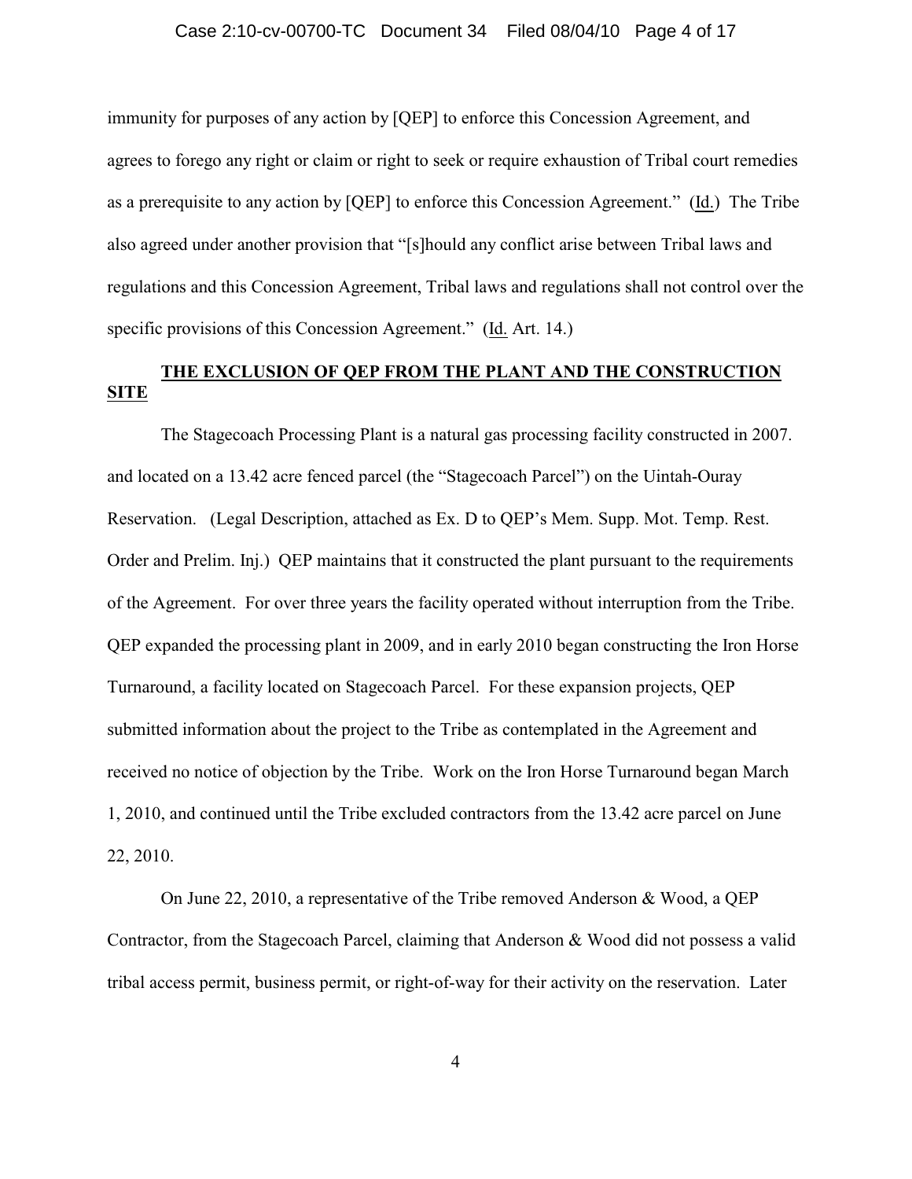immunity for purposes of any action by [QEP] to enforce this Concession Agreement, and agrees to forego any right or claim or right to seek or require exhaustion of Tribal court remedies as a prerequisite to any action by [QEP] to enforce this Concession Agreement." (Id.) The Tribe also agreed under another provision that "[s]hould any conflict arise between Tribal laws and regulations and this Concession Agreement, Tribal laws and regulations shall not control over the specific provisions of this Concession Agreement." (Id. Art. 14.)

**THE EXCLUSION OF QEP FROM THE PLANT AND THE CONSTRUCTION SITE**

The Stagecoach Processing Plant is a natural gas processing facility constructed in 2007. and located on a 13.42 acre fenced parcel (the "Stagecoach Parcel") on the Uintah-Ouray Reservation. (Legal Description, attached as Ex. D to QEP's Mem. Supp. Mot. Temp. Rest. Order and Prelim. Inj.) QEP maintains that it constructed the plant pursuant to the requirements of the Agreement. For over three years the facility operated without interruption from the Tribe. QEP expanded the processing plant in 2009, and in early 2010 began constructing the Iron Horse Turnaround, a facility located on Stagecoach Parcel. For these expansion projects, QEP submitted information about the project to the Tribe as contemplated in the Agreement and received no notice of objection by the Tribe. Work on the Iron Horse Turnaround began March 1, 2010, and continued until the Tribe excluded contractors from the 13.42 acre parcel on June 22, 2010.

On June 22, 2010, a representative of the Tribe removed Anderson & Wood, a QEP Contractor, from the Stagecoach Parcel, claiming that Anderson & Wood did not possess a valid tribal access permit, business permit, or right-of-way for their activity on the reservation. Later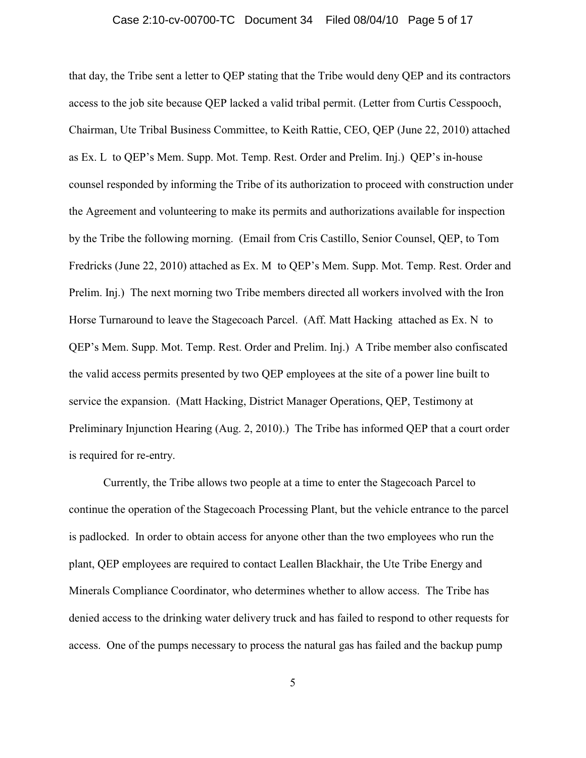that day, the Tribe sent a letter to QEP stating that the Tribe would deny QEP and its contractors access to the job site because QEP lacked a valid tribal permit. (Letter from Curtis Cesspooch, Chairman, Ute Tribal Business Committee, to Keith Rattie, CEO, QEP (June 22, 2010) attached as Ex. L to QEP's Mem. Supp. Mot. Temp. Rest. Order and Prelim. Inj.) QEP's in-house counsel responded by informing the Tribe of its authorization to proceed with construction under the Agreement and volunteering to make its permits and authorizations available for inspection by the Tribe the following morning. (Email from Cris Castillo, Senior Counsel, QEP, to Tom Fredricks (June 22, 2010) attached as Ex. M to QEP's Mem. Supp. Mot. Temp. Rest. Order and Prelim. Inj.) The next morning two Tribe members directed all workers involved with the Iron Horse Turnaround to leave the Stagecoach Parcel. (Aff. Matt Hacking attached as Ex. N to QEP's Mem. Supp. Mot. Temp. Rest. Order and Prelim. Inj.) A Tribe member also confiscated the valid access permits presented by two QEP employees at the site of a power line built to service the expansion. (Matt Hacking, District Manager Operations, QEP, Testimony at Preliminary Injunction Hearing (Aug. 2, 2010).) The Tribe has informed QEP that a court order is required for re-entry.

Currently, the Tribe allows two people at a time to enter the Stagecoach Parcel to continue the operation of the Stagecoach Processing Plant, but the vehicle entrance to the parcel is padlocked. In order to obtain access for anyone other than the two employees who run the plant, QEP employees are required to contact Leallen Blackhair, the Ute Tribe Energy and Minerals Compliance Coordinator, who determines whether to allow access. The Tribe has denied access to the drinking water delivery truck and has failed to respond to other requests for access. One of the pumps necessary to process the natural gas has failed and the backup pump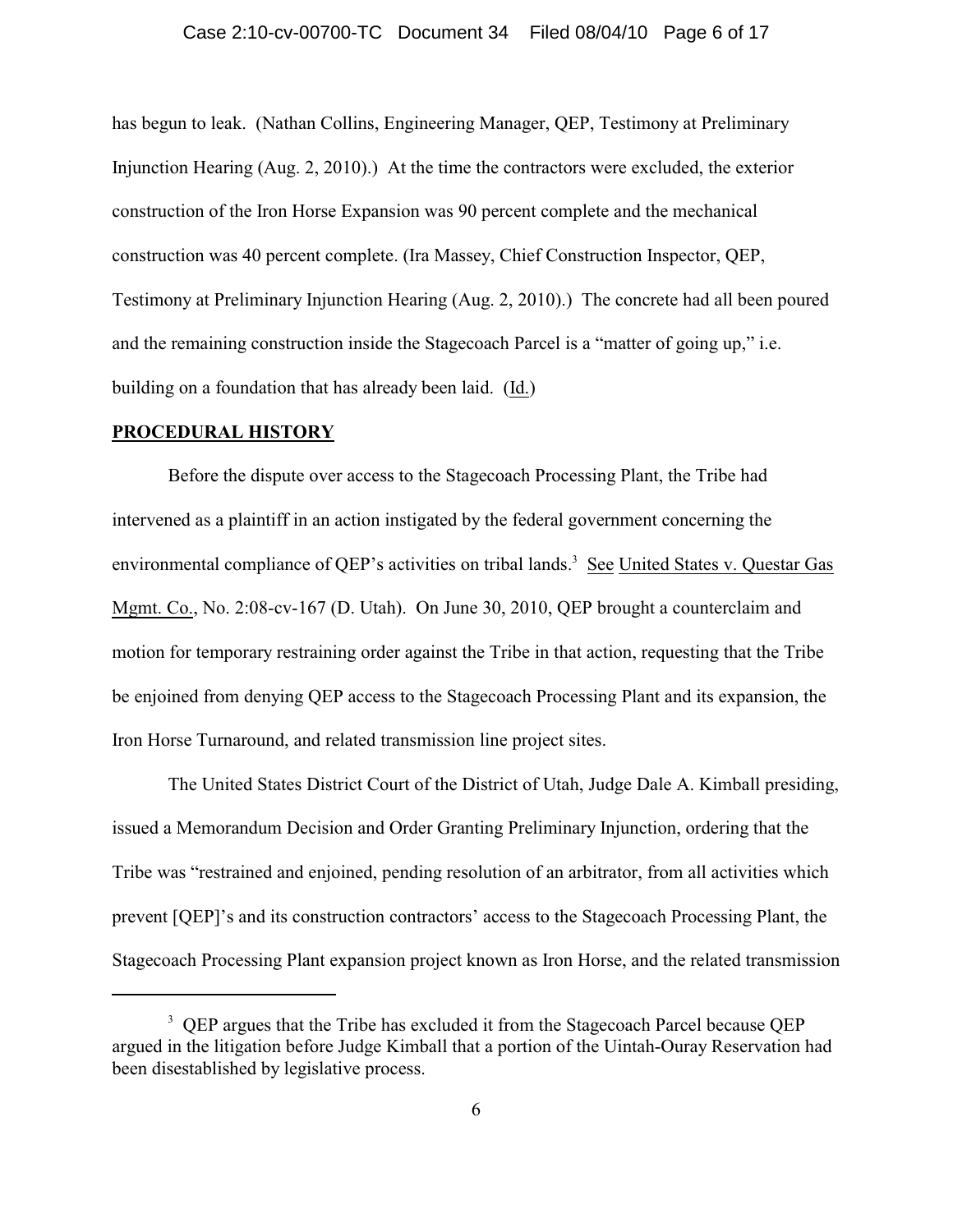has begun to leak. (Nathan Collins, Engineering Manager, QEP, Testimony at Preliminary Injunction Hearing (Aug. 2, 2010).) At the time the contractors were excluded, the exterior construction of the Iron Horse Expansion was 90 percent complete and the mechanical construction was 40 percent complete. (Ira Massey, Chief Construction Inspector, QEP, Testimony at Preliminary Injunction Hearing (Aug. 2, 2010).) The concrete had all been poured and the remaining construction inside the Stagecoach Parcel is a "matter of going up," i.e. building on a foundation that has already been laid. (Id.)

## PROCEDURAL HISTORY

Before the dispute over access to the Stagecoach Processing Plant, the Tribe had intervened as a plaintiff in an action instigated by the federal government concerning the environmental compliance of QEP's activities on tribal lands.[3] See United States v. Questar Gas Mgmt. Co., No. 2:08-cv-167 (D. Utah). On June 30, 2010, QEP brought a counterclaim and motion for temporary restraining order against the Tribe in that action, requesting that the Tribe be enjoined from denying QEP access to the Stagecoach Processing Plant and its expansion, the Iron Horse Turnaround, and related transmission line project sites.

The United States District Court of the District of Utah, Judge Dale A. Kimball presiding, issued a Memorandum Decision and Order Granting Preliminary Injunction, ordering that the Tribe was "restrained and enjoined, pending resolution of an arbitrator, from all activities which prevent [QEP]'s and its construction contractors' access to the Stagecoach Processing Plant, the Stagecoach Processing Plant expansion project known as Iron Horse, and the related transmission

---

[3] QEP argues that the Tribe has excluded it from the Stagecoach Parcel because QEP argued in the litigation before Judge Kimball that a portion of the Uintah-Ouray Reservation had been disestablished by legislative process.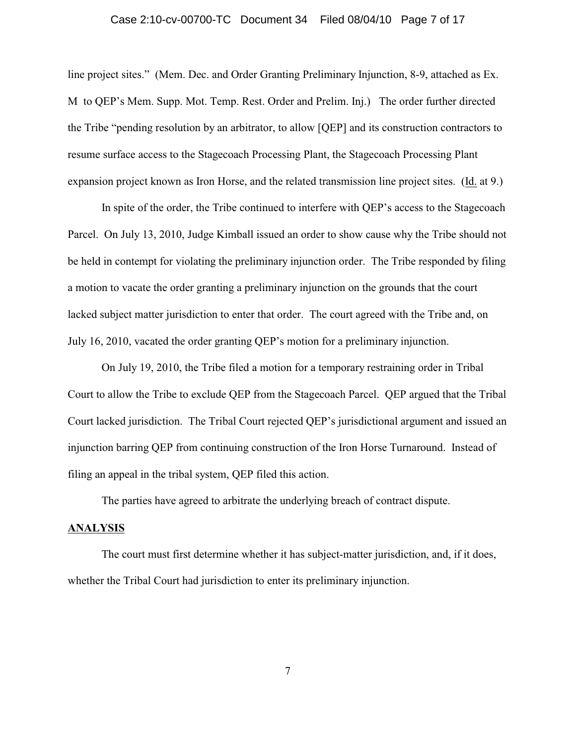line project sites." (Mem. Dec. and Order Granting Preliminary Injunction, 8-9, attached as Ex. M to QEP's Mem. Supp. Mot. Temp. Rest. Order and Prelim. Inj.) The order further directed the Tribe "pending resolution by an arbitrator, to allow [QEP] and its construction contractors to resume surface access to the Stagecoach Processing Plant, the Stagecoach Processing Plant expansion project known as Iron Horse, and the related transmission line project sites. (Id. at 9.)

In spite of the order, the Tribe continued to interfere with QEP's access to the Stagecoach Parcel. On July 13, 2010, Judge Kimball issued an order to show cause why the Tribe should not be held in contempt for violating the preliminary injunction order. The Tribe responded by filing a motion to vacate the order granting a preliminary injunction on the grounds that the court lacked subject matter jurisdiction to enter that order. The court agreed with the Tribe and, on July 16, 2010, vacated the order granting QEP's motion for a preliminary injunction.

On July 19, 2010, the Tribe filed a motion for a temporary restraining order in Tribal Court to allow the Tribe to exclude QEP from the Stagecoach Parcel. QEP argued that the Tribal Court lacked jurisdiction. The Tribal Court rejected QEP's jurisdictional argument and issued an injunction barring QEP from continuing construction of the Iron Horse Turnaround. Instead of filing an appeal in the tribal system, QEP filed this action.

The parties have agreed to arbitrate the underlying breach of contract dispute.

## ANALYSIS

The court must first determine whether it has subject-matter jurisdiction, and, if it does, whether the Tribal Court had jurisdiction to enter its preliminary injunction.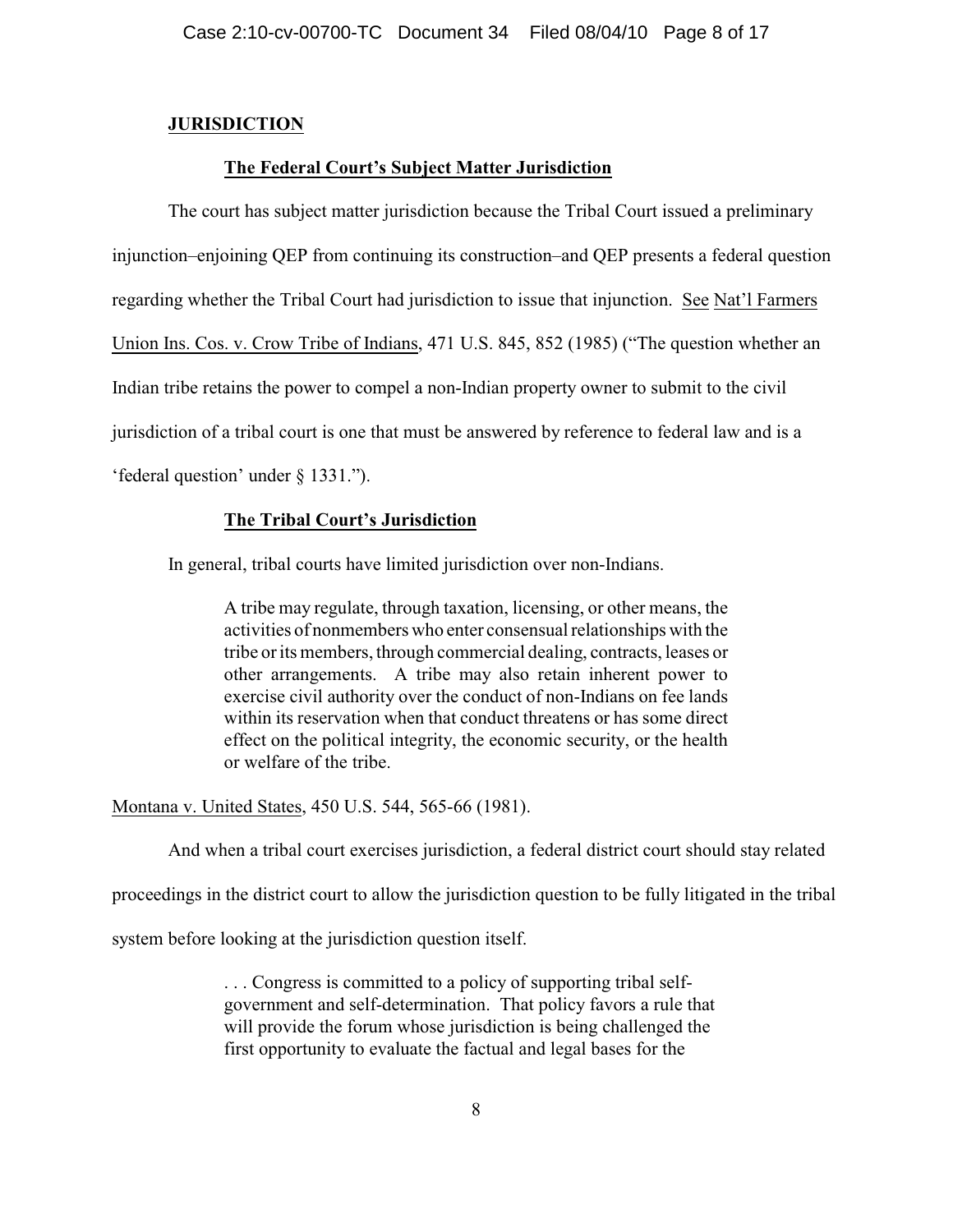## JURISDICTION

### The Federal Court's Subject Matter Jurisdiction

The court has subject matter jurisdiction because the Tribal Court issued a preliminary injunction–enjoining QEP from continuing its construction–and QEP presents a federal question regarding whether the Tribal Court had jurisdiction to issue that injunction. See Nat'l Farmers Union Ins. Cos. v. Crow Tribe of Indians, 471 U.S. 845, 852 (1985) ("The question whether an Indian tribe retains the power to compel a non-Indian property owner to submit to the civil jurisdiction of a tribal court is one that must be answered by reference to federal law and is a 'federal question' under § 1331.").

### The Tribal Court's Jurisdiction

In general, tribal courts have limited jurisdiction over non-Indians.

> A tribe may regulate, through taxation, licensing, or other means, the activities of nonmembers who enter consensual relationships with the tribe or its members, through commercial dealing, contracts, leases or other arrangements. A tribe may also retain inherent power to exercise civil authority over the conduct of non-Indians on fee lands within its reservation when that conduct threatens or has some direct effect on the political integrity, the economic security, or the health or welfare of the tribe.

Montana v. United States, 450 U.S. 544, 565-66 (1981).

And when a tribal court exercises jurisdiction, a federal district court should stay related proceedings in the district court to allow the jurisdiction question to be fully litigated in the tribal system before looking at the jurisdiction question itself.

> . . . Congress is committed to a policy of supporting tribal self-government and self-determination. That policy favors a rule that will provide the forum whose jurisdiction is being challenged the first opportunity to evaluate the factual and legal bases for the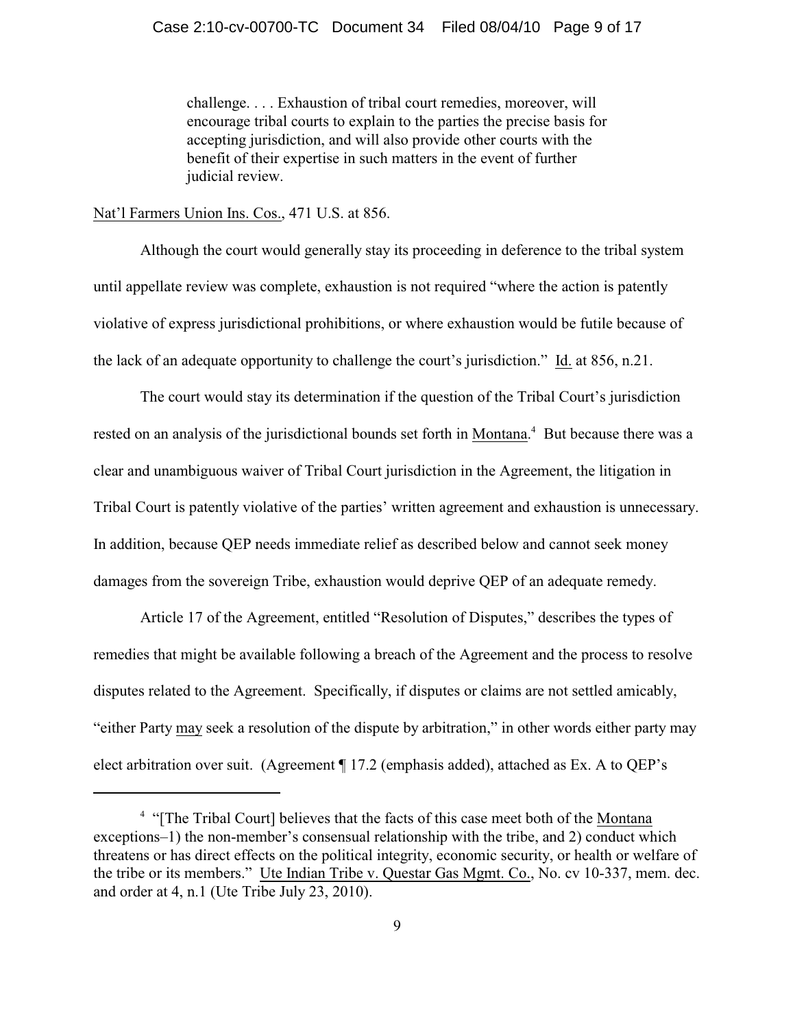> challenge. . . . Exhaustion of tribal court remedies, moreover, will encourage tribal courts to explain to the parties the precise basis for accepting jurisdiction, and will also provide other courts with the benefit of their expertise in such matters in the event of further judicial review.

Nat'l Farmers Union Ins. Cos., 471 U.S. at 856.

Although the court would generally stay its proceeding in deference to the tribal system until appellate review was complete, exhaustion is not required "where the action is patently violative of express jurisdictional prohibitions, or where exhaustion would be futile because of the lack of an adequate opportunity to challenge the court's jurisdiction." Id. at 856, n.21.

The court would stay its determination if the question of the Tribal Court's jurisdiction rested on an analysis of the jurisdictional bounds set forth in Montana.[4] But because there was a clear and unambiguous waiver of Tribal Court jurisdiction in the Agreement, the litigation in Tribal Court is patently violative of the parties' written agreement and exhaustion is unnecessary. In addition, because QEP needs immediate relief as described below and cannot seek money damages from the sovereign Tribe, exhaustion would deprive QEP of an adequate remedy.

Article 17 of the Agreement, entitled "Resolution of Disputes," describes the types of remedies that might be available following a breach of the Agreement and the process to resolve disputes related to the Agreement. Specifically, if disputes or claims are not settled amicably, "either Party may seek a resolution of the dispute by arbitration," in other words either party may elect arbitration over suit. (Agreement ¶ 17.2 (emphasis added), attached as Ex. A to QEP's

---

[4] "[The Tribal Court] believes that the facts of this case meet both of the Montana exceptions–1) the non-member's consensual relationship with the tribe, and 2) conduct which threatens or has direct effects on the political integrity, economic security, or health or welfare of the tribe or its members." Ute Indian Tribe v. Questar Gas Mgmt. Co., No. cv 10-337, mem. dec. and order at 4, n.1 (Ute Tribe July 23, 2010).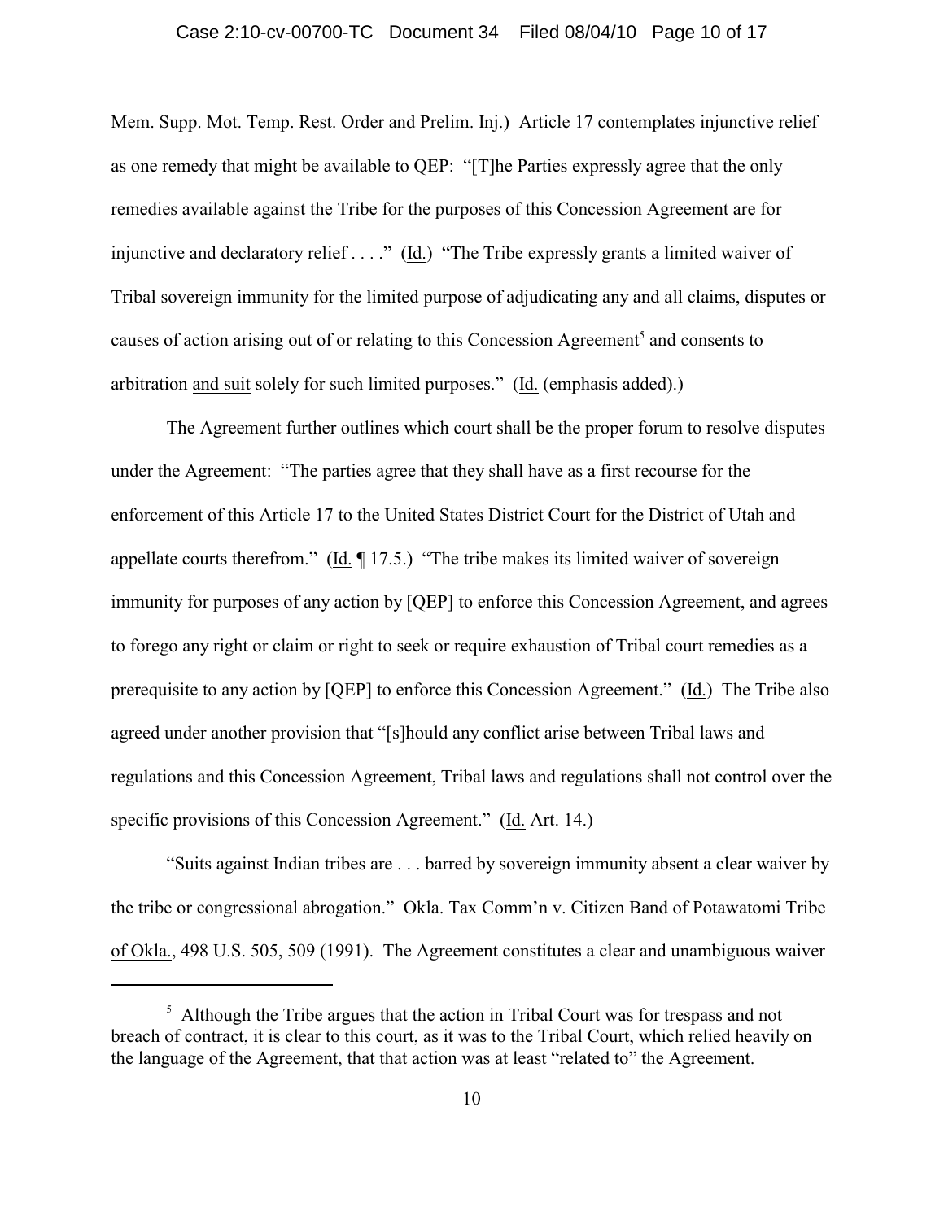Mem. Supp. Mot. Temp. Rest. Order and Prelim. Inj.) Article 17 contemplates injunctive relief as one remedy that might be available to QEP: "[T]he Parties expressly agree that the only remedies available against the Tribe for the purposes of this Concession Agreement are for injunctive and declaratory relief . . . ." (Id.) "The Tribe expressly grants a limited waiver of Tribal sovereign immunity for the limited purpose of adjudicating any and all claims, disputes or causes of action arising out of or relating to this Concession Agreement[5] and consents to arbitration and suit solely for such limited purposes." (Id. (emphasis added).)

The Agreement further outlines which court shall be the proper forum to resolve disputes under the Agreement: "The parties agree that they shall have as a first recourse for the enforcement of this Article 17 to the United States District Court for the District of Utah and appellate courts therefrom." (Id. ¶ 17.5.) "The tribe makes its limited waiver of sovereign immunity for purposes of any action by [QEP] to enforce this Concession Agreement, and agrees to forego any right or claim or right to seek or require exhaustion of Tribal court remedies as a prerequisite to any action by [QEP] to enforce this Concession Agreement." (Id.) The Tribe also agreed under another provision that "[s]hould any conflict arise between Tribal laws and regulations and this Concession Agreement, Tribal laws and regulations shall not control over the specific provisions of this Concession Agreement." (Id. Art. 14.)

"Suits against Indian tribes are . . . barred by sovereign immunity absent a clear waiver by the tribe or congressional abrogation." Okla. Tax Comm'n v. Citizen Band of Potawatomi Tribe of Okla., 498 U.S. 505, 509 (1991). The Agreement constitutes a clear and unambiguous waiver

---

[5] Although the Tribe argues that the action in Tribal Court was for trespass and not breach of contract, it is clear to this court, as it was to the Tribal Court, which relied heavily on the language of the Agreement, that that action was at least "related to" the Agreement.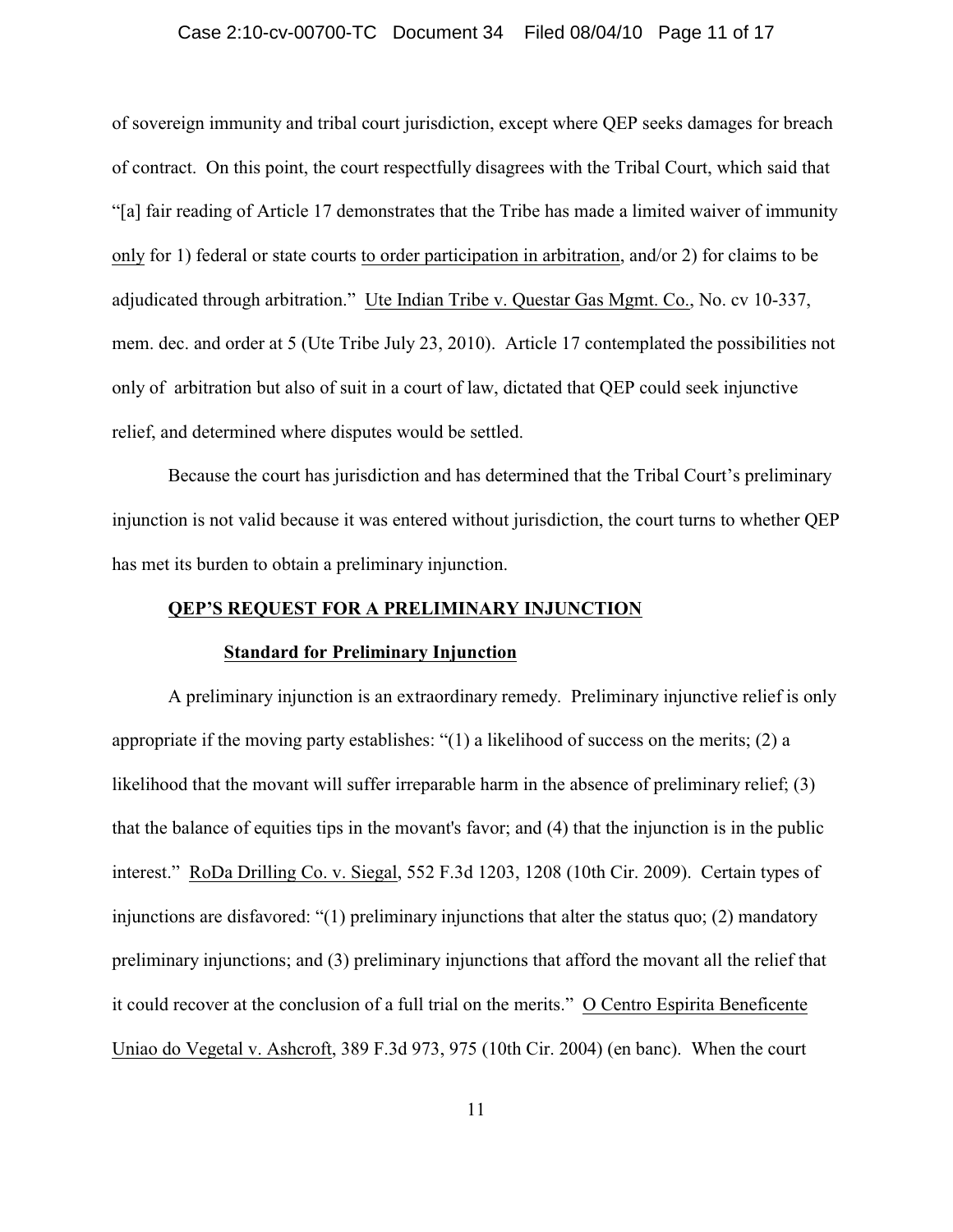of sovereign immunity and tribal court jurisdiction, except where QEP seeks damages for breach of contract. On this point, the court respectfully disagrees with the Tribal Court, which said that "[a] fair reading of Article 17 demonstrates that the Tribe has made a limited waiver of immunity only for 1) federal or state courts to order participation in arbitration, and/or 2) for claims to be adjudicated through arbitration." Ute Indian Tribe v. Questar Gas Mgmt. Co., No. cv 10-337, mem. dec. and order at 5 (Ute Tribe July 23, 2010). Article 17 contemplated the possibilities not only of arbitration but also of suit in a court of law, dictated that QEP could seek injunctive relief, and determined where disputes would be settled.

Because the court has jurisdiction and has determined that the Tribal Court's preliminary injunction is not valid because it was entered without jurisdiction, the court turns to whether QEP has met its burden to obtain a preliminary injunction.

## QEP'S REQUEST FOR A PRELIMINARY INJUNCTION

### Standard for Preliminary Injunction

A preliminary injunction is an extraordinary remedy. Preliminary injunctive relief is only appropriate if the moving party establishes: "(1) a likelihood of success on the merits; (2) a likelihood that the movant will suffer irreparable harm in the absence of preliminary relief; (3) that the balance of equities tips in the movant's favor; and (4) that the injunction is in the public interest." RoDa Drilling Co. v. Siegal, 552 F.3d 1203, 1208 (10th Cir. 2009). Certain types of injunctions are disfavored: "(1) preliminary injunctions that alter the status quo; (2) mandatory preliminary injunctions; and (3) preliminary injunctions that afford the movant all the relief that it could recover at the conclusion of a full trial on the merits." O Centro Espirita Beneficente Uniao do Vegetal v. Ashcroft, 389 F.3d 973, 975 (10th Cir. 2004) (en banc). When the court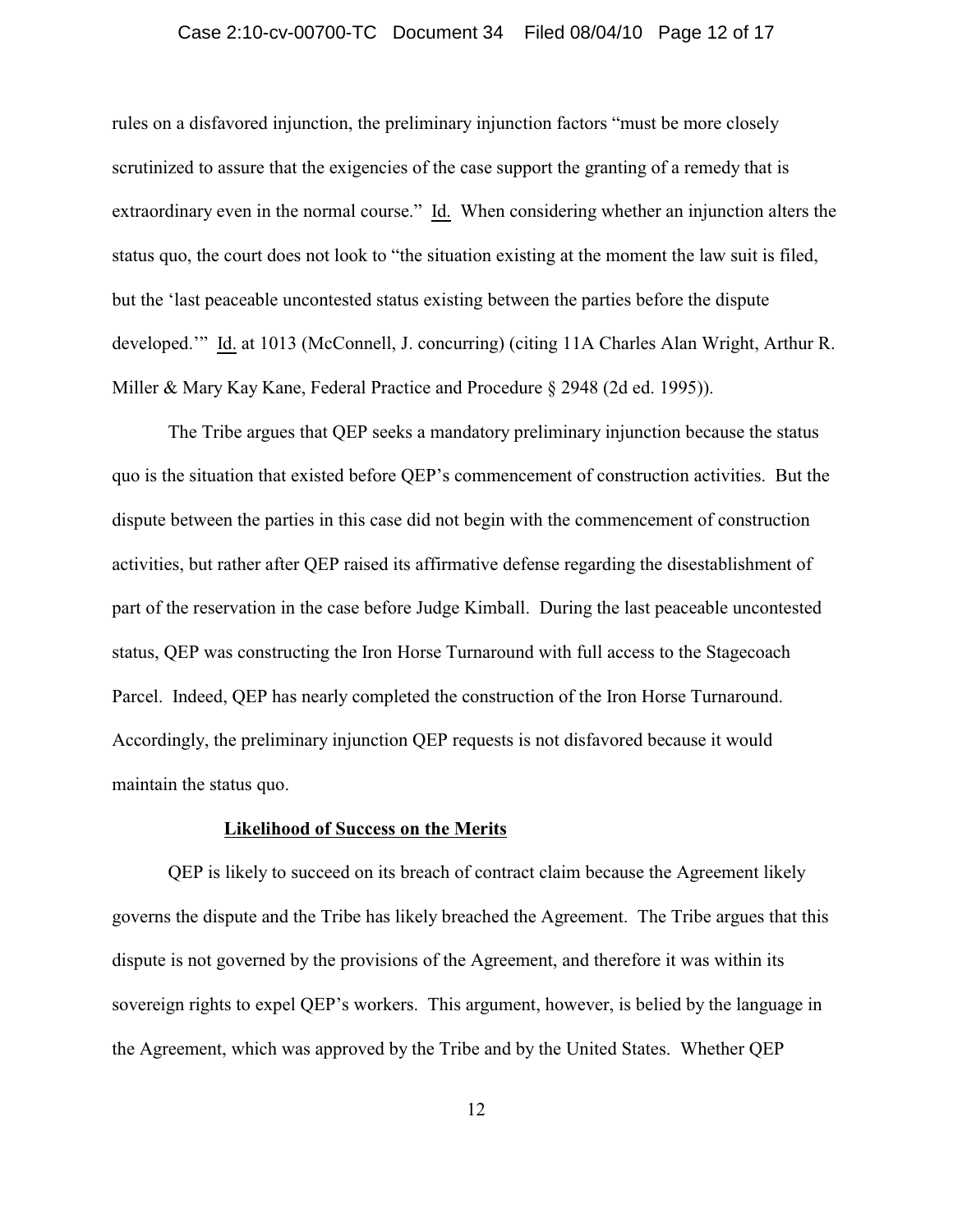rules on a disfavored injunction, the preliminary injunction factors "must be more closely scrutinized to assure that the exigencies of the case support the granting of a remedy that is extraordinary even in the normal course." Id. When considering whether an injunction alters the status quo, the court does not look to "the situation existing at the moment the law suit is filed, but the 'last peaceable uncontested status existing between the parties before the dispute developed.'" Id. at 1013 (McConnell, J. concurring) (citing 11A Charles Alan Wright, Arthur R. Miller & Mary Kay Kane, Federal Practice and Procedure § 2948 (2d ed. 1995)).

The Tribe argues that QEP seeks a mandatory preliminary injunction because the status quo is the situation that existed before QEP's commencement of construction activities. But the dispute between the parties in this case did not begin with the commencement of construction activities, but rather after QEP raised its affirmative defense regarding the disestablishment of part of the reservation in the case before Judge Kimball. During the last peaceable uncontested status, QEP was constructing the Iron Horse Turnaround with full access to the Stagecoach Parcel. Indeed, QEP has nearly completed the construction of the Iron Horse Turnaround. Accordingly, the preliminary injunction QEP requests is not disfavored because it would maintain the status quo.

**Likelihood of Success on the Merits**

QEP is likely to succeed on its breach of contract claim because the Agreement likely governs the dispute and the Tribe has likely breached the Agreement. The Tribe argues that this dispute is not governed by the provisions of the Agreement, and therefore it was within its sovereign rights to expel QEP's workers. This argument, however, is belied by the language in the Agreement, which was approved by the Tribe and by the United States. Whether QEP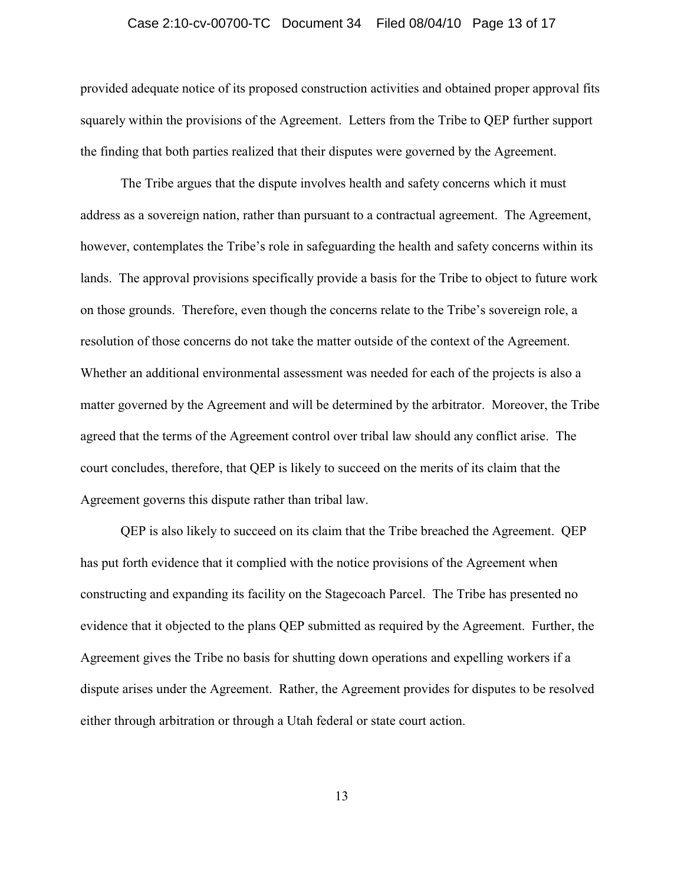provided adequate notice of its proposed construction activities and obtained proper approval fits squarely within the provisions of the Agreement. Letters from the Tribe to QEP further support the finding that both parties realized that their disputes were governed by the Agreement.

The Tribe argues that the dispute involves health and safety concerns which it must address as a sovereign nation, rather than pursuant to a contractual agreement. The Agreement, however, contemplates the Tribe's role in safeguarding the health and safety concerns within its lands. The approval provisions specifically provide a basis for the Tribe to object to future work on those grounds. Therefore, even though the concerns relate to the Tribe's sovereign role, a resolution of those concerns do not take the matter outside of the context of the Agreement. Whether an additional environmental assessment was needed for each of the projects is also a matter governed by the Agreement and will be determined by the arbitrator. Moreover, the Tribe agreed that the terms of the Agreement control over tribal law should any conflict arise. The court concludes, therefore, that QEP is likely to succeed on the merits of its claim that the Agreement governs this dispute rather than tribal law.

QEP is also likely to succeed on its claim that the Tribe breached the Agreement. QEP has put forth evidence that it complied with the notice provisions of the Agreement when constructing and expanding its facility on the Stagecoach Parcel. The Tribe has presented no evidence that it objected to the plans QEP submitted as required by the Agreement. Further, the Agreement gives the Tribe no basis for shutting down operations and expelling workers if a dispute arises under the Agreement. Rather, the Agreement provides for disputes to be resolved either through arbitration or through a Utah federal or state court action.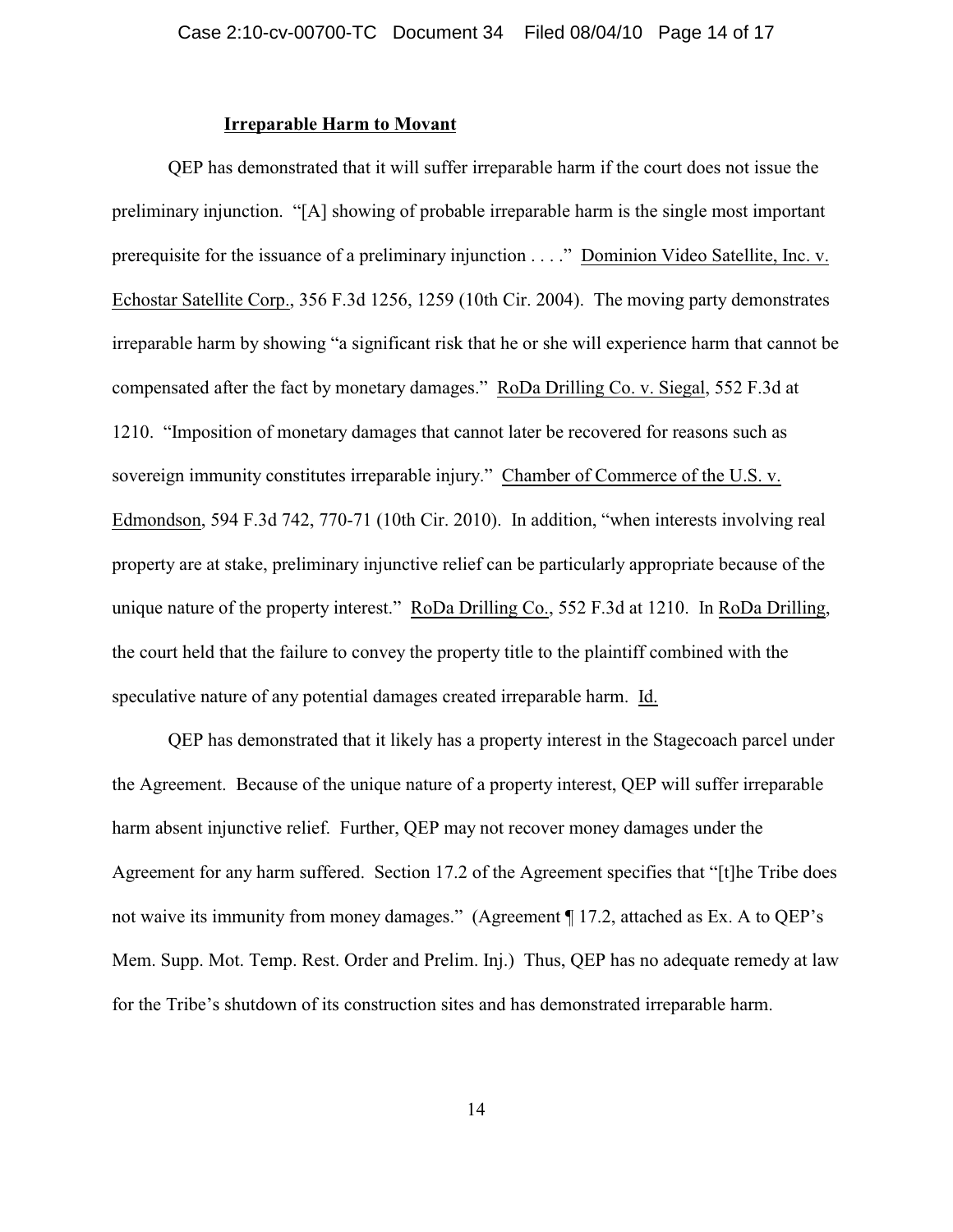**Irreparable Harm to Movant**

QEP has demonstrated that it will suffer irreparable harm if the court does not issue the preliminary injunction. "[A] showing of probable irreparable harm is the single most important prerequisite for the issuance of a preliminary injunction . . . ." Dominion Video Satellite, Inc. v. Echostar Satellite Corp., 356 F.3d 1256, 1259 (10th Cir. 2004). The moving party demonstrates irreparable harm by showing "a significant risk that he or she will experience harm that cannot be compensated after the fact by monetary damages." RoDa Drilling Co. v. Siegal, 552 F.3d at 1210. "Imposition of monetary damages that cannot later be recovered for reasons such as sovereign immunity constitutes irreparable injury." Chamber of Commerce of the U.S. v. Edmondson, 594 F.3d 742, 770-71 (10th Cir. 2010). In addition, "when interests involving real property are at stake, preliminary injunctive relief can be particularly appropriate because of the unique nature of the property interest." RoDa Drilling Co., 552 F.3d at 1210. In RoDa Drilling, the court held that the failure to convey the property title to the plaintiff combined with the speculative nature of any potential damages created irreparable harm. Id.

QEP has demonstrated that it likely has a property interest in the Stagecoach parcel under the Agreement. Because of the unique nature of a property interest, QEP will suffer irreparable harm absent injunctive relief. Further, QEP may not recover money damages under the Agreement for any harm suffered. Section 17.2 of the Agreement specifies that "[t]he Tribe does not waive its immunity from money damages." (Agreement ¶ 17.2, attached as Ex. A to QEP's Mem. Supp. Mot. Temp. Rest. Order and Prelim. Inj.) Thus, QEP has no adequate remedy at law for the Tribe's shutdown of its construction sites and has demonstrated irreparable harm.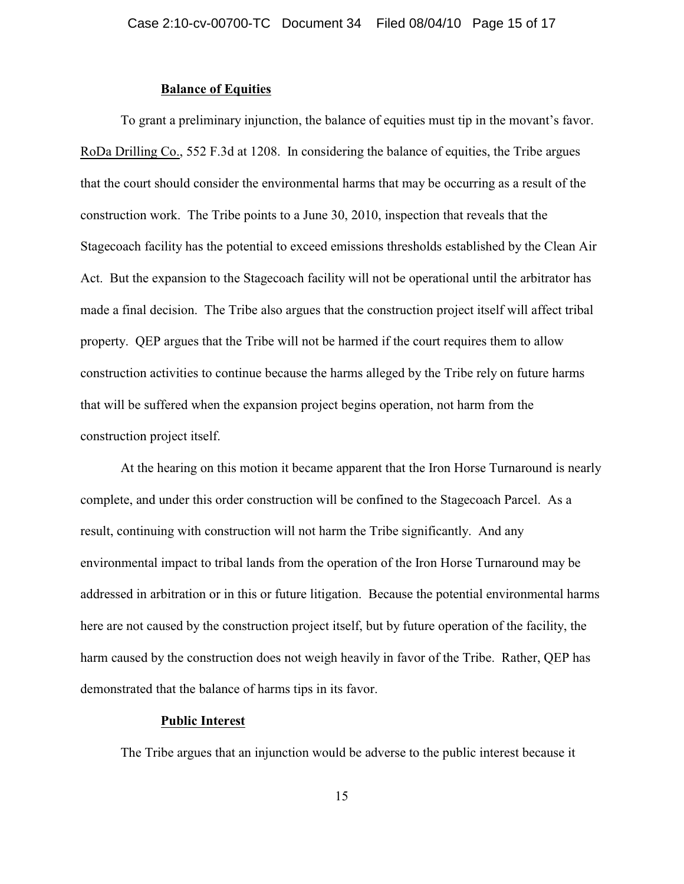**Balance of Equities**

To grant a preliminary injunction, the balance of equities must tip in the movant's favor. RoDa Drilling Co., 552 F.3d at 1208. In considering the balance of equities, the Tribe argues that the court should consider the environmental harms that may be occurring as a result of the construction work. The Tribe points to a June 30, 2010, inspection that reveals that the Stagecoach facility has the potential to exceed emissions thresholds established by the Clean Air Act. But the expansion to the Stagecoach facility will not be operational until the arbitrator has made a final decision. The Tribe also argues that the construction project itself will affect tribal property. QEP argues that the Tribe will not be harmed if the court requires them to allow construction activities to continue because the harms alleged by the Tribe rely on future harms that will be suffered when the expansion project begins operation, not harm from the construction project itself.

At the hearing on this motion it became apparent that the Iron Horse Turnaround is nearly complete, and under this order construction will be confined to the Stagecoach Parcel. As a result, continuing with construction will not harm the Tribe significantly. And any environmental impact to tribal lands from the operation of the Iron Horse Turnaround may be addressed in arbitration or in this or future litigation. Because the potential environmental harms here are not caused by the construction project itself, but by future operation of the facility, the harm caused by the construction does not weigh heavily in favor of the Tribe. Rather, QEP has demonstrated that the balance of harms tips in its favor.

**Public Interest**

The Tribe argues that an injunction would be adverse to the public interest because it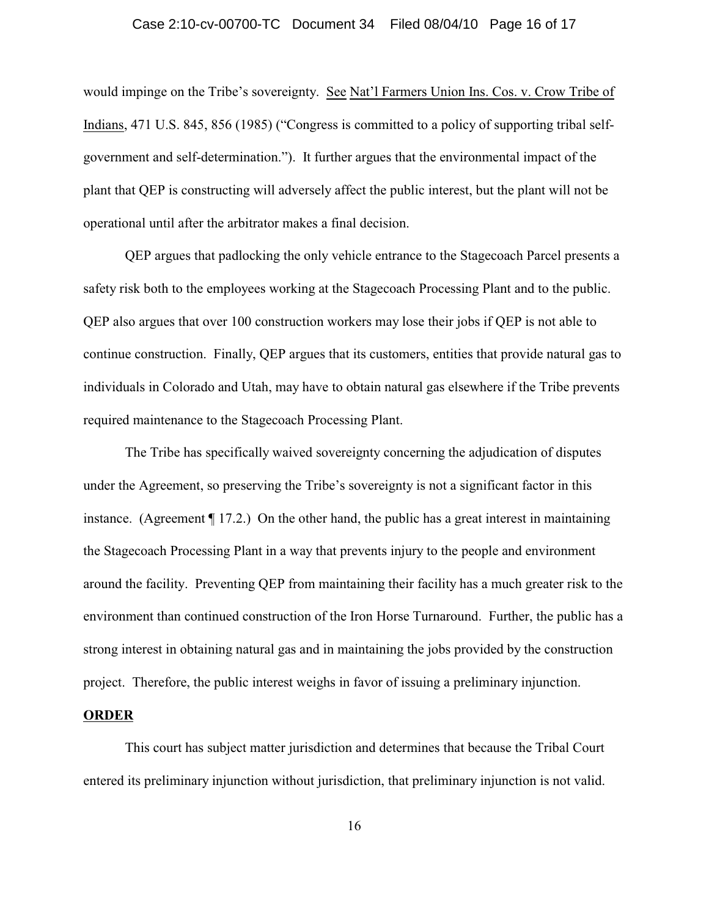would impinge on the Tribe's sovereignty. See Nat'l Farmers Union Ins. Cos. v. Crow Tribe of Indians, 471 U.S. 845, 856 (1985) ("Congress is committed to a policy of supporting tribal self-government and self-determination."). It further argues that the environmental impact of the plant that QEP is constructing will adversely affect the public interest, but the plant will not be operational until after the arbitrator makes a final decision.

QEP argues that padlocking the only vehicle entrance to the Stagecoach Parcel presents a safety risk both to the employees working at the Stagecoach Processing Plant and to the public. QEP also argues that over 100 construction workers may lose their jobs if QEP is not able to continue construction. Finally, QEP argues that its customers, entities that provide natural gas to individuals in Colorado and Utah, may have to obtain natural gas elsewhere if the Tribe prevents required maintenance to the Stagecoach Processing Plant.

The Tribe has specifically waived sovereignty concerning the adjudication of disputes under the Agreement, so preserving the Tribe's sovereignty is not a significant factor in this instance. (Agreement ¶ 17.2.) On the other hand, the public has a great interest in maintaining the Stagecoach Processing Plant in a way that prevents injury to the people and environment around the facility. Preventing QEP from maintaining their facility has a much greater risk to the environment than continued construction of the Iron Horse Turnaround. Further, the public has a strong interest in obtaining natural gas and in maintaining the jobs provided by the construction project. Therefore, the public interest weighs in favor of issuing a preliminary injunction.

## ORDER

This court has subject matter jurisdiction and determines that because the Tribal Court entered its preliminary injunction without jurisdiction, that preliminary injunction is not valid.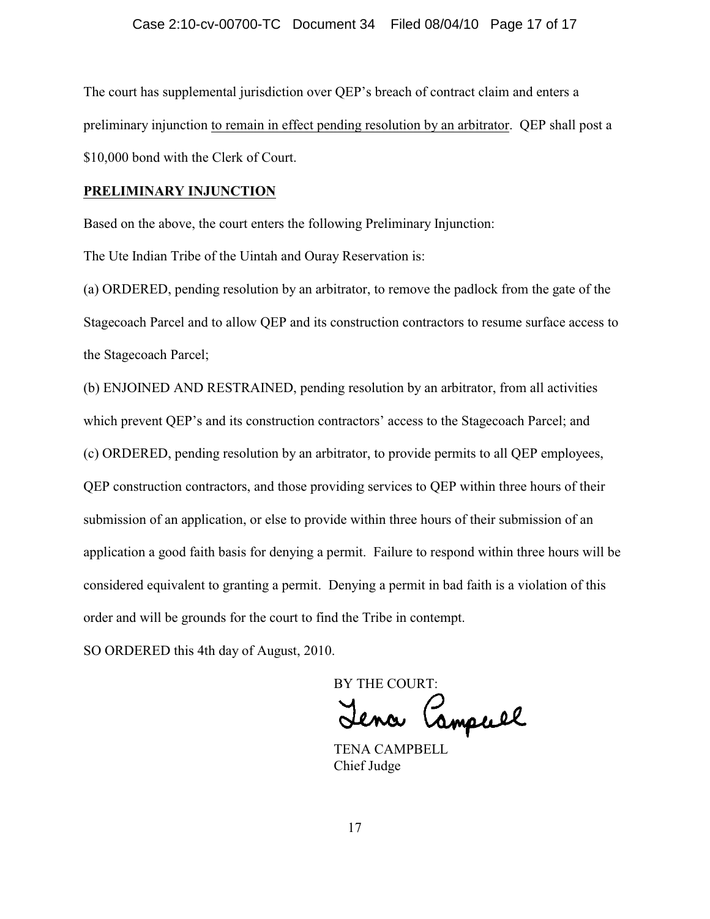The court has supplemental jurisdiction over QEP's breach of contract claim and enters a preliminary injunction <u>to remain in effect pending resolution by an arbitrator</u>. QEP shall post a $10,000 bond with the Clerk of Court.

**<u>PRELIMINARY INJUNCTION</u>**

Based on the above, the court enters the following Preliminary Injunction:

The Ute Indian Tribe of the Uintah and Ouray Reservation is:

(a) ORDERED, pending resolution by an arbitrator, to remove the padlock from the gate of the Stagecoach Parcel and to allow QEP and its construction contractors to resume surface access to the Stagecoach Parcel;

(b) ENJOINED AND RESTRAINED, pending resolution by an arbitrator, from all activities which prevent QEP's and its construction contractors' access to the Stagecoach Parcel; and

(c) ORDERED, pending resolution by an arbitrator, to provide permits to all QEP employees, QEP construction contractors, and those providing services to QEP within three hours of their submission of an application, or else to provide within three hours of their submission of an application a good faith basis for denying a permit. Failure to respond within three hours will be considered equivalent to granting a permit. Denying a permit in bad faith is a violation of this order and will be grounds for the court to find the Tribe in contempt.

SO ORDERED this 4th day of August, 2010.

BY THE COURT:

Tena Campbell

TENA CAMPBELL
Chief Judge